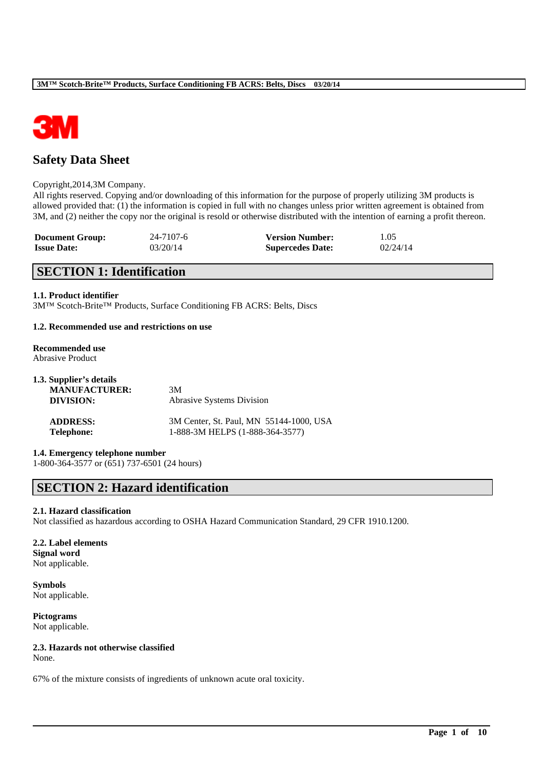# Safety Data Sheet

Copyright,2014,3M Company.
All rights reserved. Copying and/or downloading of this information for the purpose of properly utilizing 3M products is allowed provided that: (1) the information is copied in full with no changes unless prior written agreement is obtained from 3M, and (2) neither the copy nor the original is resold or otherwise distributed with the intention of earning a profit thereon.

| **Document Group:** | 24-7107-6 | **Version Number:** | 1.05 |
|---|---|---|---|
| **Issue Date:** | 03/20/14 | **Supercedes Date:** | 02/24/14 |

## SECTION 1: Identification

**1.1. Product identifier**
3M™ Scotch-Brite™ Products, Surface Conditioning FB ACRS: Belts, Discs

**1.2. Recommended use and restrictions on use**

**Recommended use**
Abrasive Product

**1.3. Supplier's details**

| | |
|---|---|
| **MANUFACTURER:** | 3M |
| **DIVISION:** | Abrasive Systems Division |
| **ADDRESS:** | 3M Center, St. Paul, MN 55144-1000, USA |
| **Telephone:** | 1-888-3M HELPS (1-888-364-3577) |

**1.4. Emergency telephone number**
1-800-364-3577 or (651) 737-6501 (24 hours)

## SECTION 2: Hazard identification

**2.1. Hazard classification**
Not classified as hazardous according to OSHA Hazard Communication Standard, 29 CFR 1910.1200.

**2.2. Label elements**
**Signal word**
Not applicable.

**Symbols**
Not applicable.

**Pictograms**
Not applicable.

**2.3. Hazards not otherwise classified**
None.

67% of the mixture consists of ingredients of unknown acute oral toxicity.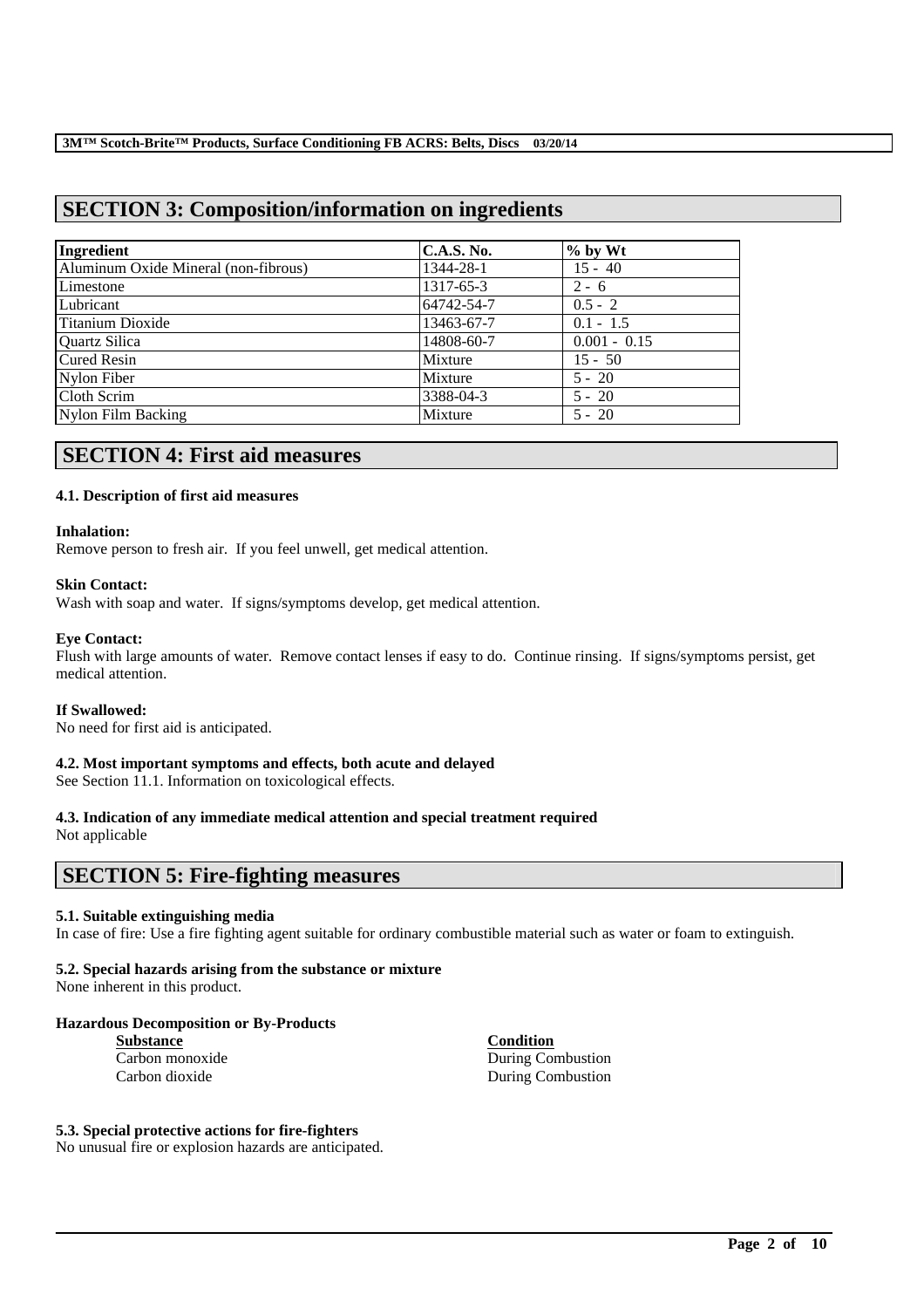## SECTION 3: Composition/information on ingredients

| Ingredient | C.A.S. No. | % by Wt |
|---|---|---|
| Aluminum Oxide Mineral (non-fibrous) | 1344-28-1 | 15 - 40 |
| Limestone | 1317-65-3 | 2 - 6 |
| Lubricant | 64742-54-7 | 0.5 - 2 |
| Titanium Dioxide | 13463-67-7 | 0.1 - 1.5 |
| Quartz Silica | 14808-60-7 | 0.001 - 0.15 |
| Cured Resin | Mixture | 15 - 50 |
| Nylon Fiber | Mixture | 5 - 20 |
| Cloth Scrim | 3388-04-3 | 5 - 20 |
| Nylon Film Backing | Mixture | 5 - 20 |

## SECTION 4: First aid measures

### 4.1. Description of first aid measures

**Inhalation:**
Remove person to fresh air. If you feel unwell, get medical attention.

**Skin Contact:**
Wash with soap and water. If signs/symptoms develop, get medical attention.

**Eye Contact:**
Flush with large amounts of water. Remove contact lenses if easy to do. Continue rinsing. If signs/symptoms persist, get medical attention.

**If Swallowed:**
No need for first aid is anticipated.

### 4.2. Most important symptoms and effects, both acute and delayed
See Section 11.1. Information on toxicological effects.

### 4.3. Indication of any immediate medical attention and special treatment required
Not applicable

## SECTION 5: Fire-fighting measures

### 5.1. Suitable extinguishing media
In case of fire: Use a fire fighting agent suitable for ordinary combustible material such as water or foam to extinguish.

### 5.2. Special hazards arising from the substance or mixture
None inherent in this product.

**Hazardous Decomposition or By-Products**

| Substance | Condition |
|---|---|
| Carbon monoxide | During Combustion |
| Carbon dioxide | During Combustion |

### 5.3. Special protective actions for fire-fighters
No unusual fire or explosion hazards are anticipated.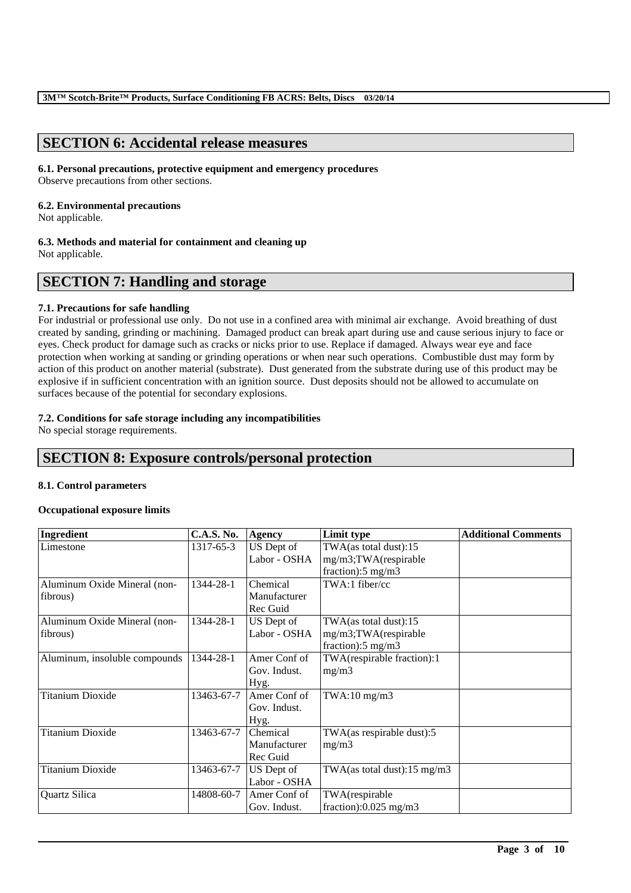## SECTION 6: Accidental release measures

**6.1. Personal precautions, protective equipment and emergency procedures**
Observe precautions from other sections.

**6.2. Environmental precautions**
Not applicable.

**6.3. Methods and material for containment and cleaning up**
Not applicable.

## SECTION 7: Handling and storage

**7.1. Precautions for safe handling**
For industrial or professional use only. Do not use in a confined area with minimal air exchange. Avoid breathing of dust created by sanding, grinding or machining. Damaged product can break apart during use and cause serious injury to face or eyes. Check product for damage such as cracks or nicks prior to use. Replace if damaged. Always wear eye and face protection when working at sanding or grinding operations or when near such operations. Combustible dust may form by action of this product on another material (substrate). Dust generated from the substrate during use of this product may be explosive if in sufficient concentration with an ignition source. Dust deposits should not be allowed to accumulate on surfaces because of the potential for secondary explosions.

**7.2. Conditions for safe storage including any incompatibilities**
No special storage requirements.

## SECTION 8: Exposure controls/personal protection

**8.1. Control parameters**

**Occupational exposure limits**

| Ingredient | C.A.S. No. | Agency | Limit type | Additional Comments |
|---|---|---|---|---|
| Limestone | 1317-65-3 | US Dept of Labor - OSHA | TWA(as total dust):15 mg/m3;TWA(respirable fraction):5 mg/m3 | |
| Aluminum Oxide Mineral (non-fibrous) | 1344-28-1 | Chemical Manufacturer Rec Guid | TWA:1 fiber/cc | |
| Aluminum Oxide Mineral (non-fibrous) | 1344-28-1 | US Dept of Labor - OSHA | TWA(as total dust):15 mg/m3;TWA(respirable fraction):5 mg/m3 | |
| Aluminum, insoluble compounds | 1344-28-1 | Amer Conf of Gov. Indust. Hyg. | TWA(respirable fraction):1 mg/m3 | |
| Titanium Dioxide | 13463-67-7 | Amer Conf of Gov. Indust. Hyg. | TWA:10 mg/m3 | |
| Titanium Dioxide | 13463-67-7 | Chemical Manufacturer Rec Guid | TWA(as respirable dust):5 mg/m3 | |
| Titanium Dioxide | 13463-67-7 | US Dept of Labor - OSHA | TWA(as total dust):15 mg/m3 | |
| Quartz Silica | 14808-60-7 | Amer Conf of Gov. Indust. | TWA(respirable fraction):0.025 mg/m3 | |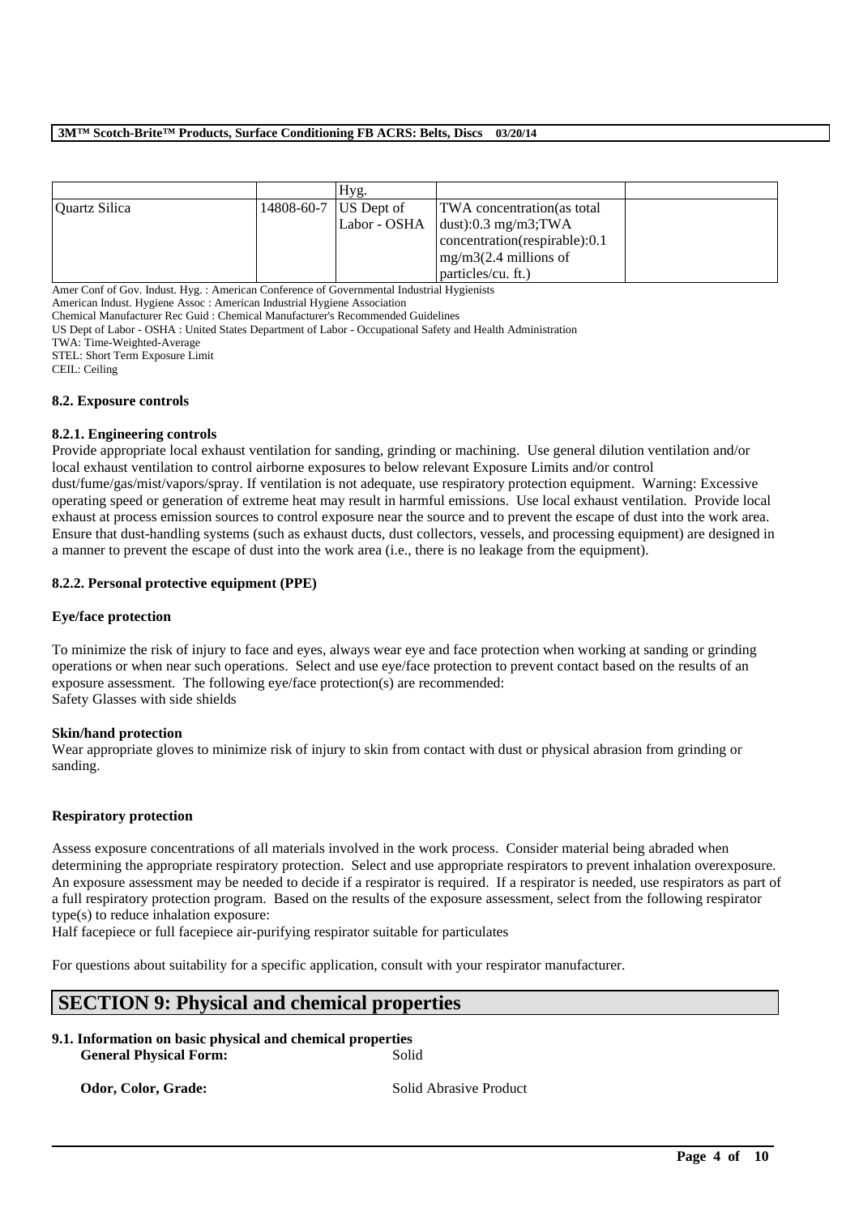| | | Hyg. | | |
|---|---|---|---|---|
| Quartz Silica | 14808-60-7 | US Dept of Labor - OSHA | TWA concentration(as total dust):0.3 mg/m3;TWA concentration(respirable):0.1 mg/m3(2.4 millions of particles/cu. ft.) | |

Amer Conf of Gov. Indust. Hyg. : American Conference of Governmental Industrial Hygienists
American Indust. Hygiene Assoc : American Industrial Hygiene Association
Chemical Manufacturer Rec Guid : Chemical Manufacturer's Recommended Guidelines
US Dept of Labor - OSHA : United States Department of Labor - Occupational Safety and Health Administration
TWA: Time-Weighted-Average
STEL: Short Term Exposure Limit
CEIL: Ceiling

### 8.2. Exposure controls

#### 8.2.1. Engineering controls

Provide appropriate local exhaust ventilation for sanding, grinding or machining. Use general dilution ventilation and/or local exhaust ventilation to control airborne exposures to below relevant Exposure Limits and/or control dust/fume/gas/mist/vapors/spray. If ventilation is not adequate, use respiratory protection equipment. Warning: Excessive operating speed or generation of extreme heat may result in harmful emissions. Use local exhaust ventilation. Provide local exhaust at process emission sources to control exposure near the source and to prevent the escape of dust into the work area. Ensure that dust-handling systems (such as exhaust ducts, dust collectors, vessels, and processing equipment) are designed in a manner to prevent the escape of dust into the work area (i.e., there is no leakage from the equipment).

#### 8.2.2. Personal protective equipment (PPE)

**Eye/face protection**

To minimize the risk of injury to face and eyes, always wear eye and face protection when working at sanding or grinding operations or when near such operations. Select and use eye/face protection to prevent contact based on the results of an exposure assessment. The following eye/face protection(s) are recommended:
Safety Glasses with side shields

**Skin/hand protection**

Wear appropriate gloves to minimize risk of injury to skin from contact with dust or physical abrasion from grinding or sanding.

**Respiratory protection**

Assess exposure concentrations of all materials involved in the work process. Consider material being abraded when determining the appropriate respiratory protection. Select and use appropriate respirators to prevent inhalation overexposure. An exposure assessment may be needed to decide if a respirator is required. If a respirator is needed, use respirators as part of a full respiratory protection program. Based on the results of the exposure assessment, select from the following respirator type(s) to reduce inhalation exposure:
Half facepiece or full facepiece air-purifying respirator suitable for particulates

For questions about suitability for a specific application, consult with your respirator manufacturer.

## SECTION 9: Physical and chemical properties

### 9.1. Information on basic physical and chemical properties

**General Physical Form:** Solid

**Odor, Color, Grade:** Solid Abrasive Product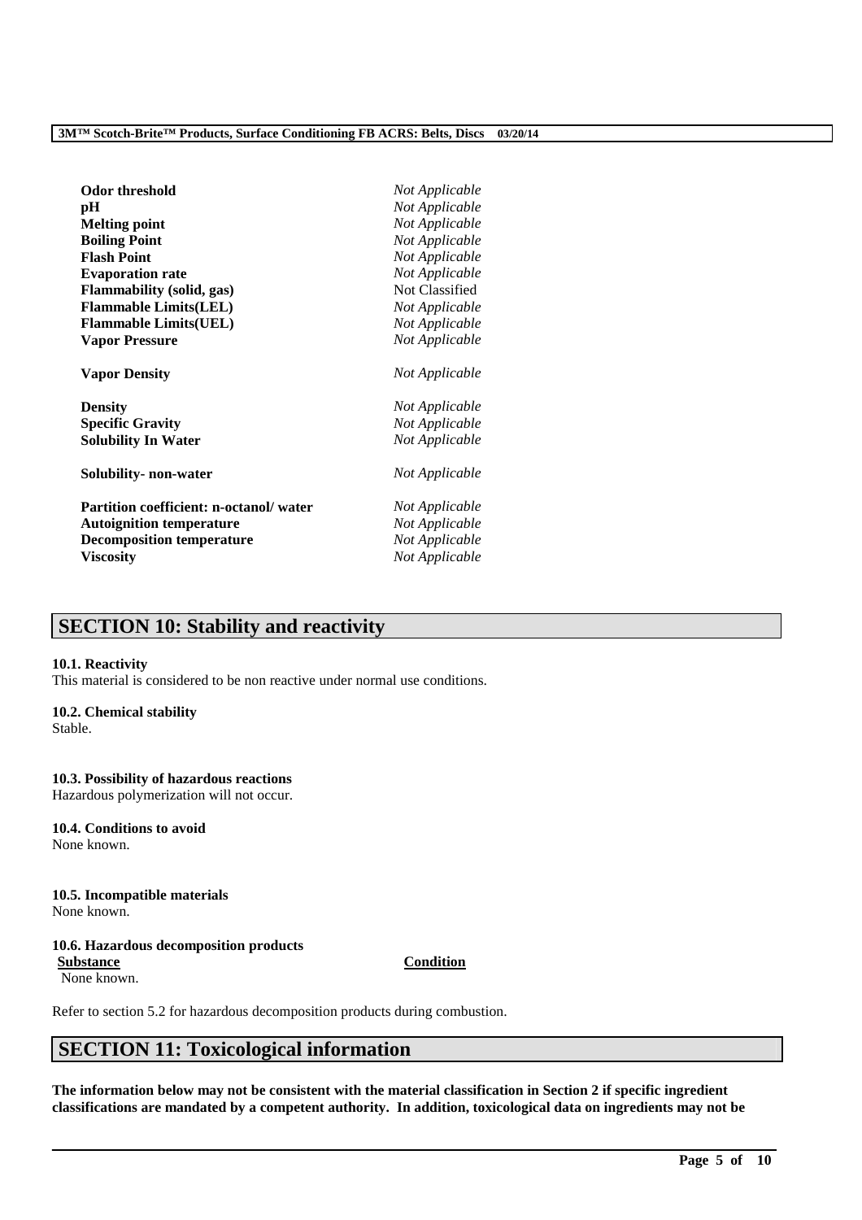| | |
|---|---|
| **Odor threshold** | *Not Applicable* |
| **pH** | *Not Applicable* |
| **Melting point** | *Not Applicable* |
| **Boiling Point** | *Not Applicable* |
| **Flash Point** | *Not Applicable* |
| **Evaporation rate** | *Not Applicable* |
| **Flammability (solid, gas)** | Not Classified |
| **Flammable Limits(LEL)** | *Not Applicable* |
| **Flammable Limits(UEL)** | *Not Applicable* |
| **Vapor Pressure** | *Not Applicable* |
| **Vapor Density** | *Not Applicable* |
| **Density** | *Not Applicable* |
| **Specific Gravity** | *Not Applicable* |
| **Solubility In Water** | *Not Applicable* |
| **Solubility- non-water** | *Not Applicable* |
| **Partition coefficient: n-octanol/ water** | *Not Applicable* |
| **Autoignition temperature** | *Not Applicable* |
| **Decomposition temperature** | *Not Applicable* |
| **Viscosity** | *Not Applicable* |

# SECTION 10: Stability and reactivity

**10.1. Reactivity**
This material is considered to be non reactive under normal use conditions.

**10.2. Chemical stability**
Stable.

**10.3. Possibility of hazardous reactions**
Hazardous polymerization will not occur.

**10.4. Conditions to avoid**
None known.

**10.5. Incompatible materials**
None known.

**10.6. Hazardous decomposition products**

| Substance | Condition |
|---|---|
| None known. | |

Refer to section 5.2 for hazardous decomposition products during combustion.

# SECTION 11: Toxicological information

**The information below may not be consistent with the material classification in Section 2 if specific ingredient classifications are mandated by a competent authority. In addition, toxicological data on ingredients may not be**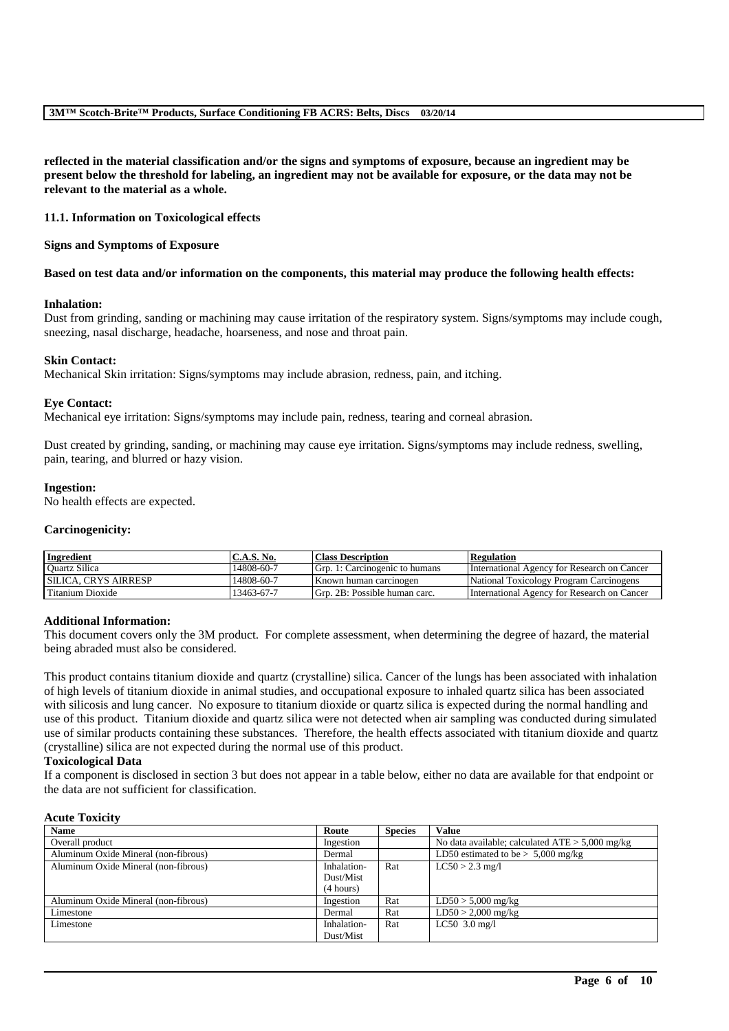**reflected in the material classification and/or the signs and symptoms of exposure, because an ingredient may be present below the threshold for labeling, an ingredient may not be available for exposure, or the data may not be relevant to the material as a whole.**

**11.1. Information on Toxicological effects**

**Signs and Symptoms of Exposure**

**Based on test data and/or information on the components, this material may produce the following health effects:**

**Inhalation:**
Dust from grinding, sanding or machining may cause irritation of the respiratory system. Signs/symptoms may include cough, sneezing, nasal discharge, headache, hoarseness, and nose and throat pain.

**Skin Contact:**
Mechanical Skin irritation: Signs/symptoms may include abrasion, redness, pain, and itching.

**Eye Contact:**
Mechanical eye irritation: Signs/symptoms may include pain, redness, tearing and corneal abrasion.

Dust created by grinding, sanding, or machining may cause eye irritation. Signs/symptoms may include redness, swelling, pain, tearing, and blurred or hazy vision.

**Ingestion:**
No health effects are expected.

**Carcinogenicity:**

| Ingredient | C.A.S. No. | Class Description | Regulation |
|---|---|---|---|
| Quartz Silica | 14808-60-7 | Grp. 1: Carcinogenic to humans | International Agency for Research on Cancer |
| SILICA, CRYS AIRRESP | 14808-60-7 | Known human carcinogen | National Toxicology Program Carcinogens |
| Titanium Dioxide | 13463-67-7 | Grp. 2B: Possible human carc. | International Agency for Research on Cancer |

**Additional Information:**
This document covers only the 3M product. For complete assessment, when determining the degree of hazard, the material being abraded must also be considered.

This product contains titanium dioxide and quartz (crystalline) silica. Cancer of the lungs has been associated with inhalation of high levels of titanium dioxide in animal studies, and occupational exposure to inhaled quartz silica has been associated with silicosis and lung cancer. No exposure to titanium dioxide or quartz silica is expected during the normal handling and use of this product. Titanium dioxide and quartz silica were not detected when air sampling was conducted during simulated use of similar products containing these substances. Therefore, the health effects associated with titanium dioxide and quartz (crystalline) silica are not expected during the normal use of this product.

**Toxicological Data**

If a component is disclosed in section 3 but does not appear in a table below, either no data are available for that endpoint or the data are not sufficient for classification.

**Acute Toxicity**

| Name | Route | Species | Value |
|---|---|---|---|
| Overall product | Ingestion | | No data available; calculated ATE > 5,000 mg/kg |
| Aluminum Oxide Mineral (non-fibrous) | Dermal | | LD50 estimated to be > 5,000 mg/kg |
| Aluminum Oxide Mineral (non-fibrous) | Inhalation-Dust/Mist (4 hours) | Rat | LC50 > 2.3 mg/l |
| Aluminum Oxide Mineral (non-fibrous) | Ingestion | Rat | LD50 > 5,000 mg/kg |
| Limestone | Dermal | Rat | LD50 > 2,000 mg/kg |
| Limestone | Inhalation-Dust/Mist | Rat | LC50 3.0 mg/l |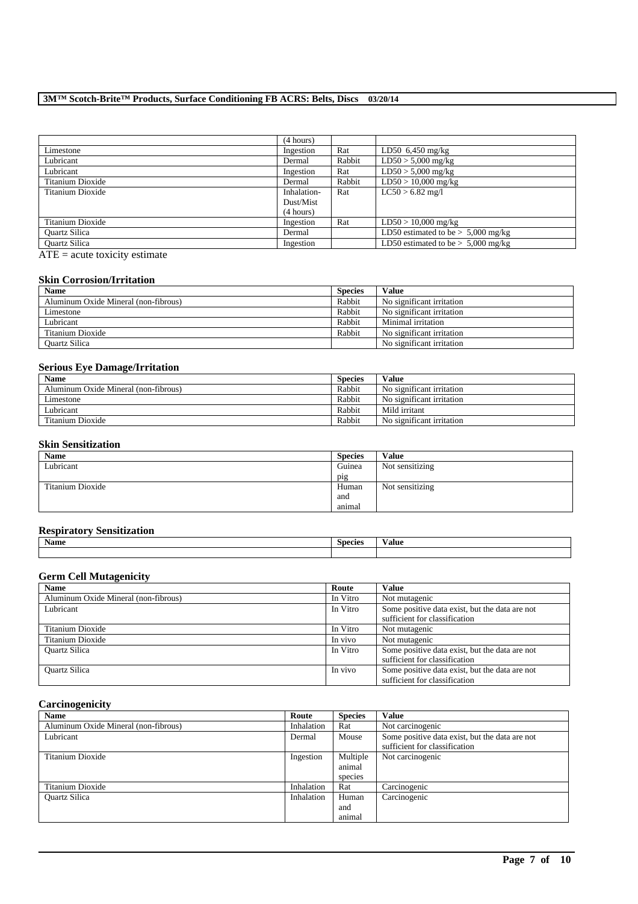| | (4 hours) | | |
|---|---|---|---|
| Limestone | Ingestion | Rat | LD50 6,450 mg/kg |
| Lubricant | Dermal | Rabbit | LD50 > 5,000 mg/kg |
| Lubricant | Ingestion | Rat | LD50 > 5,000 mg/kg |
| Titanium Dioxide | Dermal | Rabbit | LD50 > 10,000 mg/kg |
| Titanium Dioxide | Inhalation-Dust/Mist (4 hours) | Rat | LC50 > 6.82 mg/l |
| Titanium Dioxide | Ingestion | Rat | LD50 > 10,000 mg/kg |
| Quartz Silica | Dermal | | LD50 estimated to be > 5,000 mg/kg |
| Quartz Silica | Ingestion | | LD50 estimated to be > 5,000 mg/kg |

ATE = acute toxicity estimate

### Skin Corrosion/Irritation

| Name | Species | Value |
|---|---|---|
| Aluminum Oxide Mineral (non-fibrous) | Rabbit | No significant irritation |
| Limestone | Rabbit | No significant irritation |
| Lubricant | Rabbit | Minimal irritation |
| Titanium Dioxide | Rabbit | No significant irritation |
| Quartz Silica | | No significant irritation |

### Serious Eye Damage/Irritation

| Name | Species | Value |
|---|---|---|
| Aluminum Oxide Mineral (non-fibrous) | Rabbit | No significant irritation |
| Limestone | Rabbit | No significant irritation |
| Lubricant | Rabbit | Mild irritant |
| Titanium Dioxide | Rabbit | No significant irritation |

### Skin Sensitization

| Name | Species | Value |
|---|---|---|
| Lubricant | Guinea pig | Not sensitizing |
| Titanium Dioxide | Human and animal | Not sensitizing |

### Respiratory Sensitization

| Name | Species | Value |
|---|---|---|
| | | |

### Germ Cell Mutagenicity

| Name | Route | Value |
|---|---|---|
| Aluminum Oxide Mineral (non-fibrous) | In Vitro | Not mutagenic |
| Lubricant | In Vitro | Some positive data exist, but the data are not sufficient for classification |
| Titanium Dioxide | In Vitro | Not mutagenic |
| Titanium Dioxide | In vivo | Not mutagenic |
| Quartz Silica | In Vitro | Some positive data exist, but the data are not sufficient for classification |
| Quartz Silica | In vivo | Some positive data exist, but the data are not sufficient for classification |

### Carcinogenicity

| Name | Route | Species | Value |
|---|---|---|---|
| Aluminum Oxide Mineral (non-fibrous) | Inhalation | Rat | Not carcinogenic |
| Lubricant | Dermal | Mouse | Some positive data exist, but the data are not sufficient for classification |
| Titanium Dioxide | Ingestion | Multiple animal species | Not carcinogenic |
| Titanium Dioxide | Inhalation | Rat | Carcinogenic |
| Quartz Silica | Inhalation | Human and animal | Carcinogenic |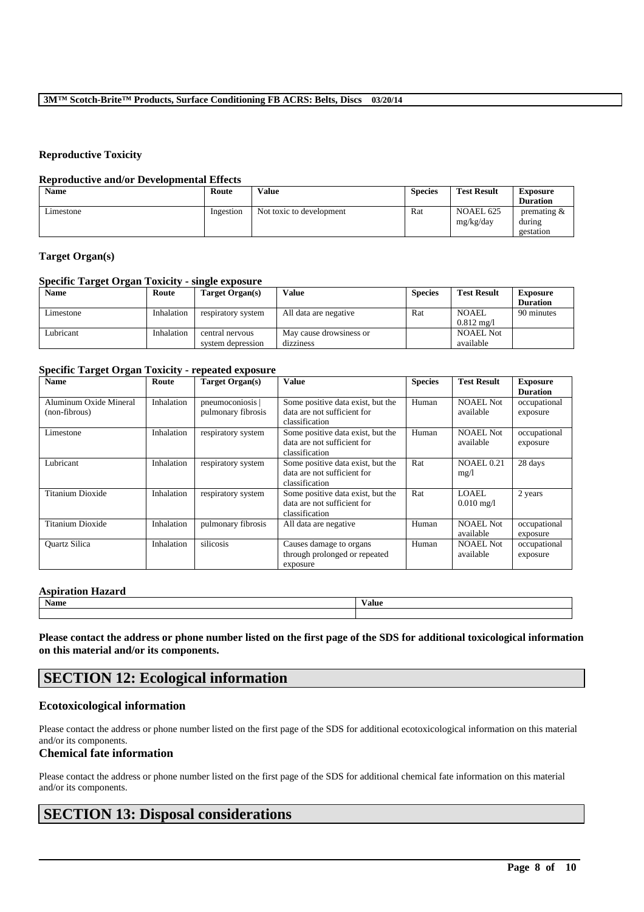### Reproductive Toxicity

#### Reproductive and/or Developmental Effects

| Name | Route | Value | Species | Test Result | Exposure Duration |
|---|---|---|---|---|---|
| Limestone | Ingestion | Not toxic to development | Rat | NOAEL 625 mg/kg/day | premating & during gestation |

### Target Organ(s)

#### Specific Target Organ Toxicity - single exposure

| Name | Route | Target Organ(s) | Value | Species | Test Result | Exposure Duration |
|---|---|---|---|---|---|---|
| Limestone | Inhalation | respiratory system | All data are negative | Rat | NOAEL 0.812 mg/l | 90 minutes |
| Lubricant | Inhalation | central nervous system depression | May cause drowsiness or dizziness | | NOAEL Not available | |

#### Specific Target Organ Toxicity - repeated exposure

| Name | Route | Target Organ(s) | Value | Species | Test Result | Exposure Duration |
|---|---|---|---|---|---|---|
| Aluminum Oxide Mineral (non-fibrous) | Inhalation | pneumoconiosis \| pulmonary fibrosis | Some positive data exist, but the data are not sufficient for classification | Human | NOAEL Not available | occupational exposure |
| Limestone | Inhalation | respiratory system | Some positive data exist, but the data are not sufficient for classification | Human | NOAEL Not available | occupational exposure |
| Lubricant | Inhalation | respiratory system | Some positive data exist, but the data are not sufficient for classification | Rat | NOAEL 0.21 mg/l | 28 days |
| Titanium Dioxide | Inhalation | respiratory system | Some positive data exist, but the data are not sufficient for classification | Rat | LOAEL 0.010 mg/l | 2 years |
| Titanium Dioxide | Inhalation | pulmonary fibrosis | All data are negative | Human | NOAEL Not available | occupational exposure |
| Quartz Silica | Inhalation | silicosis | Causes damage to organs through prolonged or repeated exposure | Human | NOAEL Not available | occupational exposure |

#### Aspiration Hazard

| Name | Value |
|---|---|
| | |

**Please contact the address or phone number listed on the first page of the SDS for additional toxicological information on this material and/or its components.**

## SECTION 12: Ecological information

### Ecotoxicological information

Please contact the address or phone number listed on the first page of the SDS for additional ecotoxicological information on this material and/or its components.

### Chemical fate information

Please contact the address or phone number listed on the first page of the SDS for additional chemical fate information on this material and/or its components.

## SECTION 13: Disposal considerations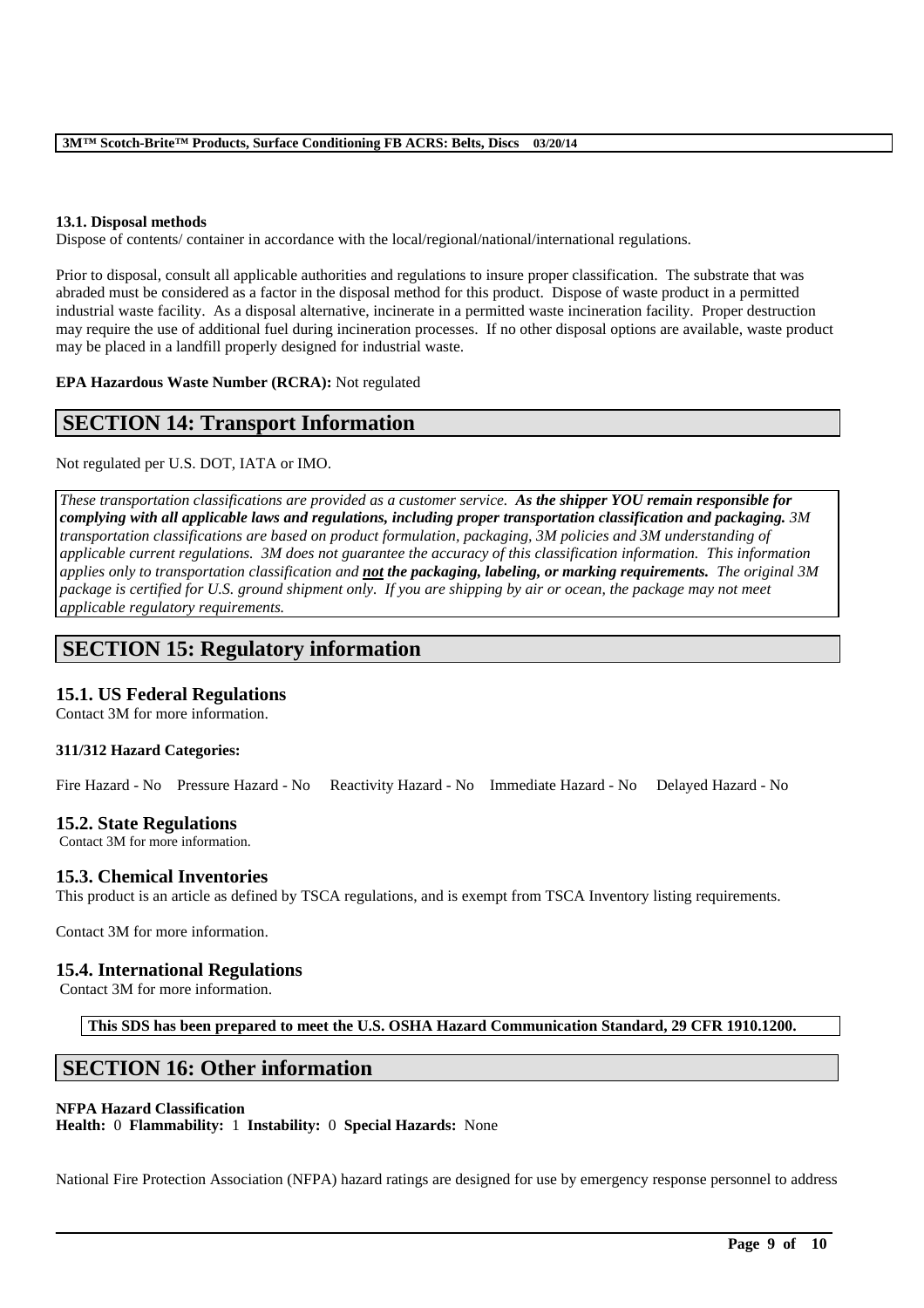### 13.1. Disposal methods

Dispose of contents/ container in accordance with the local/regional/national/international regulations.

Prior to disposal, consult all applicable authorities and regulations to insure proper classification. The substrate that was abraded must be considered as a factor in the disposal method for this product. Dispose of waste product in a permitted industrial waste facility. As a disposal alternative, incinerate in a permitted waste incineration facility. Proper destruction may require the use of additional fuel during incineration processes. If no other disposal options are available, waste product may be placed in a landfill properly designed for industrial waste.

**EPA Hazardous Waste Number (RCRA):** Not regulated

## SECTION 14: Transport Information

Not regulated per U.S. DOT, IATA or IMO.

*These transportation classifications are provided as a customer service.* ***As the shipper YOU remain responsible for complying with all applicable laws and regulations, including proper transportation classification and packaging.*** *3M transportation classifications are based on product formulation, packaging, 3M policies and 3M understanding of applicable current regulations. 3M does not guarantee the accuracy of this classification information. This information applies only to transportation classification and* ***not the packaging, labeling, or marking requirements.*** *The original 3M package is certified for U.S. ground shipment only. If you are shipping by air or ocean, the package may not meet applicable regulatory requirements.*

## SECTION 15: Regulatory information

### 15.1. US Federal Regulations

Contact 3M for more information.

**311/312 Hazard Categories:**

Fire Hazard - No Pressure Hazard - No Reactivity Hazard - No Immediate Hazard - No Delayed Hazard - No

### 15.2. State Regulations

Contact 3M for more information.

### 15.3. Chemical Inventories

This product is an article as defined by TSCA regulations, and is exempt from TSCA Inventory listing requirements.

Contact 3M for more information.

### 15.4. International Regulations

Contact 3M for more information.

**This SDS has been prepared to meet the U.S. OSHA Hazard Communication Standard, 29 CFR 1910.1200.**

## SECTION 16: Other information

**NFPA Hazard Classification**
**Health:** 0 **Flammability:** 1 **Instability:** 0 **Special Hazards:** None

National Fire Protection Association (NFPA) hazard ratings are designed for use by emergency response personnel to address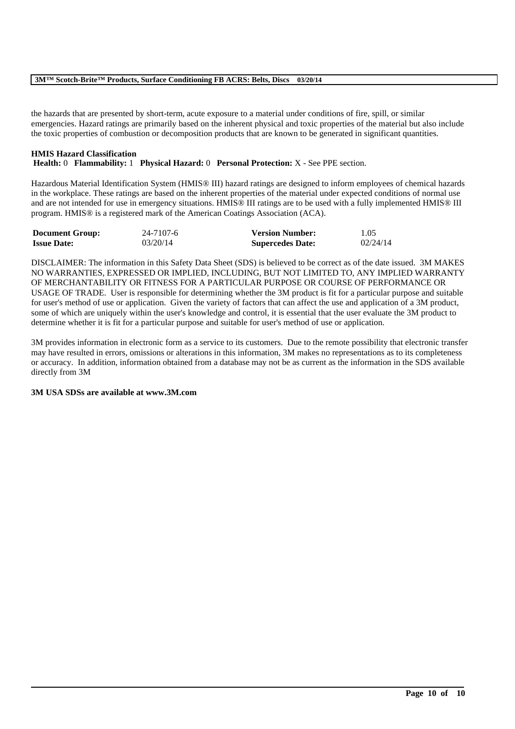the hazards that are presented by short-term, acute exposure to a material under conditions of fire, spill, or similar emergencies. Hazard ratings are primarily based on the inherent physical and toxic properties of the material but also include the toxic properties of combustion or decomposition products that are known to be generated in significant quantities.

**HMIS Hazard Classification**
**Health:** 0 **Flammability:** 1 **Physical Hazard:** 0 **Personal Protection:** X - See PPE section.

Hazardous Material Identification System (HMIS® III) hazard ratings are designed to inform employees of chemical hazards in the workplace. These ratings are based on the inherent properties of the material under expected conditions of normal use and are not intended for use in emergency situations. HMIS® III ratings are to be used with a fully implemented HMIS® III program. HMIS® is a registered mark of the American Coatings Association (ACA).

| | | | |
|---|---|---|---|
| **Document Group:** | 24-7107-6 | **Version Number:** | 1.05 |
| **Issue Date:** | 03/20/14 | **Supercedes Date:** | 02/24/14 |

DISCLAIMER: The information in this Safety Data Sheet (SDS) is believed to be correct as of the date issued. 3M MAKES NO WARRANTIES, EXPRESSED OR IMPLIED, INCLUDING, BUT NOT LIMITED TO, ANY IMPLIED WARRANTY OF MERCHANTABILITY OR FITNESS FOR A PARTICULAR PURPOSE OR COURSE OF PERFORMANCE OR USAGE OF TRADE. User is responsible for determining whether the 3M product is fit for a particular purpose and suitable for user's method of use or application. Given the variety of factors that can affect the use and application of a 3M product, some of which are uniquely within the user's knowledge and control, it is essential that the user evaluate the 3M product to determine whether it is fit for a particular purpose and suitable for user's method of use or application.

3M provides information in electronic form as a service to its customers. Due to the remote possibility that electronic transfer may have resulted in errors, omissions or alterations in this information, 3M makes no representations as to its completeness or accuracy. In addition, information obtained from a database may not be as current as the information in the SDS available directly from 3M

**3M USA SDSs are available at www.3M.com**